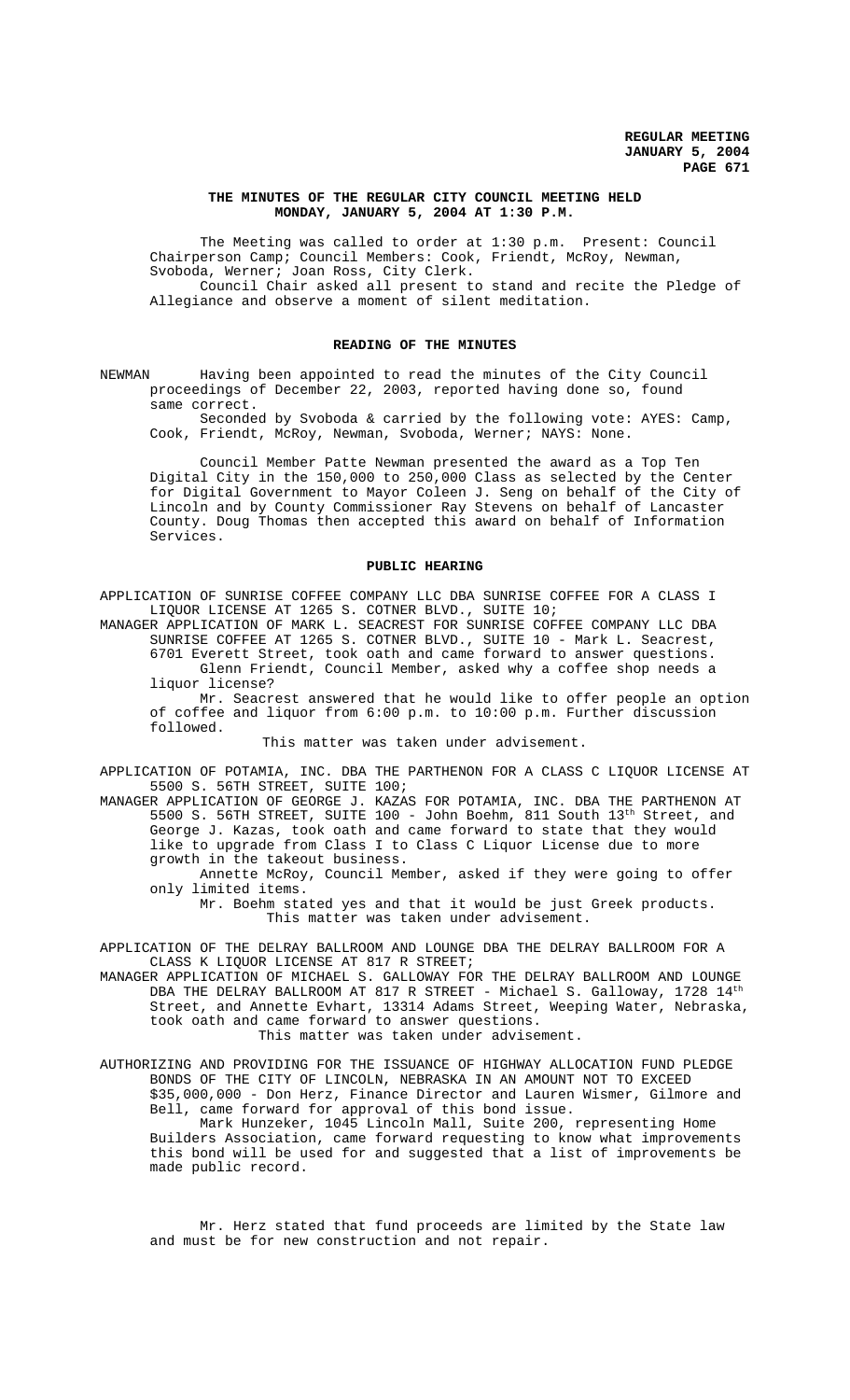**THE MINUTES OF THE REGULAR CITY COUNCIL MEETING HELD MONDAY, JANUARY 5, 2004 AT 1:30 P.M.**

The Meeting was called to order at 1:30 p.m. Present: Council Chairperson Camp; Council Members: Cook, Friendt, McRoy, Newman, Svoboda, Werner; Joan Ross, City Clerk.

Council Chair asked all present to stand and recite the Pledge of Allegiance and observe a moment of silent meditation.

**READING OF THE MINUTES**

NEWMAN Having been appointed to read the minutes of the City Council proceedings of December 22, 2003, reported having done so, found same correct.

Seconded by Svoboda & carried by the following vote: AYES: Camp, Cook, Friendt, McRoy, Newman, Svoboda, Werner; NAYS: None.

Council Member Patte Newman presented the award as a Top Ten Digital City in the 150,000 to 250,000 Class as selected by the Center for Digital Government to Mayor Coleen J. Seng on behalf of the City of Lincoln and by County Commissioner Ray Stevens on behalf of Lancaster County. Doug Thomas then accepted this award on behalf of Information Services.

**PUBLIC HEARING**

APPLICATION OF SUNRISE COFFEE COMPANY LLC DBA SUNRISE COFFEE FOR A CLASS I LIQUOR LICENSE AT 1265 S. COTNER BLVD., SUITE 10;

MANAGER APPLICATION OF MARK L. SEACREST FOR SUNRISE COFFEE COMPANY LLC DBA SUNRISE COFFEE AT 1265 S. COTNER BLVD., SUITE 10 - Mark L. Seacrest, 6701 Everett Street, took oath and came forward to answer questions.

Glenn Friendt, Council Member, asked why a coffee shop needs a liquor license?

Mr. Seacrest answered that he would like to offer people an option of coffee and liquor from 6:00 p.m. to 10:00 p.m. Further discussion followed.

This matter was taken under advisement.

APPLICATION OF POTAMIA, INC. DBA THE PARTHENON FOR A CLASS C LIQUOR LICENSE AT 5500 S. 56TH STREET, SUITE 100;

MANAGER APPLICATION OF GEORGE J. KAZAS FOR POTAMIA, INC. DBA THE PARTHENON AT 5500 S. 56TH STREET, SUITE 100 - John Boehm, 811 South 13th Street, and George J. Kazas, took oath and came forward to state that they would like to upgrade from Class I to Class C Liquor License due to more growth in the takeout business.

Annette McRoy, Council Member, asked if they were going to offer only limited items.

Mr. Boehm stated yes and that it would be just Greek products.

This matter was taken under advisement.

APPLICATION OF THE DELRAY BALLROOM AND LOUNGE DBA THE DELRAY BALLROOM FOR A CLASS K LIQUOR LICENSE AT 817 R STREET;

MANAGER APPLICATION OF MICHAEL S. GALLOWAY FOR THE DELRAY BALLROOM AND LOUNGE DBA THE DELRAY BALLROOM AT 817 R STREET - Michael S. Galloway, 1728 14th Street, and Annette Evhart, 13314 Adams Street, Weeping Water, Nebraska, took oath and came forward to answer questions.

This matter was taken under advisement.

AUTHORIZING AND PROVIDING FOR THE ISSUANCE OF HIGHWAY ALLOCATION FUND PLEDGE BONDS OF THE CITY OF LINCOLN, NEBRASKA IN AN AMOUNT NOT TO EXCEED $35,000,000 - Don Herz, Finance Director and Lauren Wismer, Gilmore and Bell, came forward for approval of this bond issue.

Mark Hunzeker, 1045 Lincoln Mall, Suite 200, representing Home Builders Association, came forward requesting to know what improvements this bond will be used for and suggested that a list of improvements be made public record.

Mr. Herz stated that fund proceeds are limited by the State law and must be for new construction and not repair.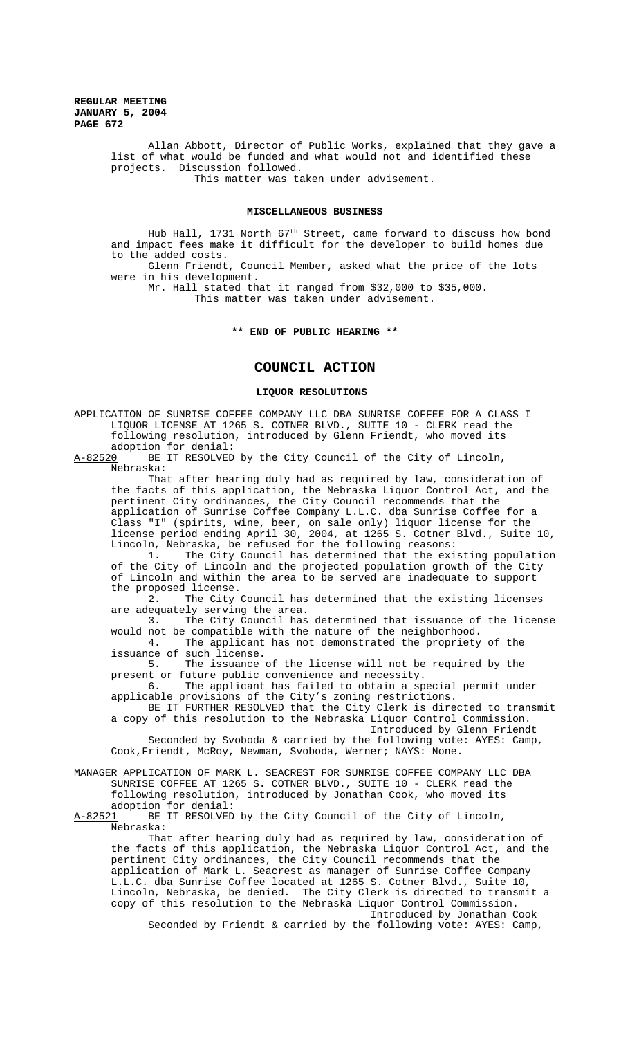Allan Abbott, Director of Public Works, explained that they gave a list of what would be funded and what would not and identified these projects. Discussion followed.

This matter was taken under advisement.

## MISCELLANEOUS BUSINESS

Hub Hall, 1731 North 67th Street, came forward to discuss how bond and impact fees make it difficult for the developer to build homes due to the added costs.

Glenn Friendt, Council Member, asked what the price of the lots were in his development.

Mr. Hall stated that it ranged from $32,000 to $35,000.

This matter was taken under advisement.

**\*\* END OF PUBLIC HEARING \*\***

# COUNCIL ACTION

## LIQUOR RESOLUTIONS

APPLICATION OF SUNRISE COFFEE COMPANY LLC DBA SUNRISE COFFEE FOR A CLASS I LIQUOR LICENSE AT 1265 S. COTNER BLVD., SUITE 10 - CLERK read the following resolution, introduced by Glenn Friendt, who moved its adoption for denial:

A-82520 BE IT RESOLVED by the City Council of the City of Lincoln, Nebraska:

That after hearing duly had as required by law, consideration of the facts of this application, the Nebraska Liquor Control Act, and the pertinent City ordinances, the City Council recommends that the application of Sunrise Coffee Company L.L.C. dba Sunrise Coffee for a Class "I" (spirits, wine, beer, on sale only) liquor license for the license period ending April 30, 2004, at 1265 S. Cotner Blvd., Suite 10, Lincoln, Nebraska, be refused for the following reasons:

1. The City Council has determined that the existing population of the City of Lincoln and the projected population growth of the City of Lincoln and within the area to be served are inadequate to support the proposed license.
2. The City Council has determined that the existing licenses are adequately serving the area.
3. The City Council has determined that issuance of the license would not be compatible with the nature of the neighborhood.
4. The applicant has not demonstrated the propriety of the issuance of such license.
5. The issuance of the license will not be required by the present or future public convenience and necessity.
6. The applicant has failed to obtain a special permit under applicable provisions of the City's zoning restrictions.

BE IT FURTHER RESOLVED that the City Clerk is directed to transmit a copy of this resolution to the Nebraska Liquor Control Commission.

Introduced by Glenn Friendt

Seconded by Svoboda & carried by the following vote: AYES: Camp, Cook, Friendt, McRoy, Newman, Svoboda, Werner; NAYS: None.

MANAGER APPLICATION OF MARK L. SEACREST FOR SUNRISE COFFEE COMPANY LLC DBA SUNRISE COFFEE AT 1265 S. COTNER BLVD., SUITE 10 - CLERK read the following resolution, introduced by Jonathan Cook, who moved its adoption for denial:

A-82521 BE IT RESOLVED by the City Council of the City of Lincoln, Nebraska:

That after hearing duly had as required by law, consideration of the facts of this application, the Nebraska Liquor Control Act, and the pertinent City ordinances, the City Council recommends that the application of Mark L. Seacrest as manager of Sunrise Coffee Company L.L.C. dba Sunrise Coffee located at 1265 S. Cotner Blvd., Suite 10, Lincoln, Nebraska, be denied. The City Clerk is directed to transmit a copy of this resolution to the Nebraska Liquor Control Commission.

Introduced by Jonathan Cook

Seconded by Friendt & carried by the following vote: AYES: Camp,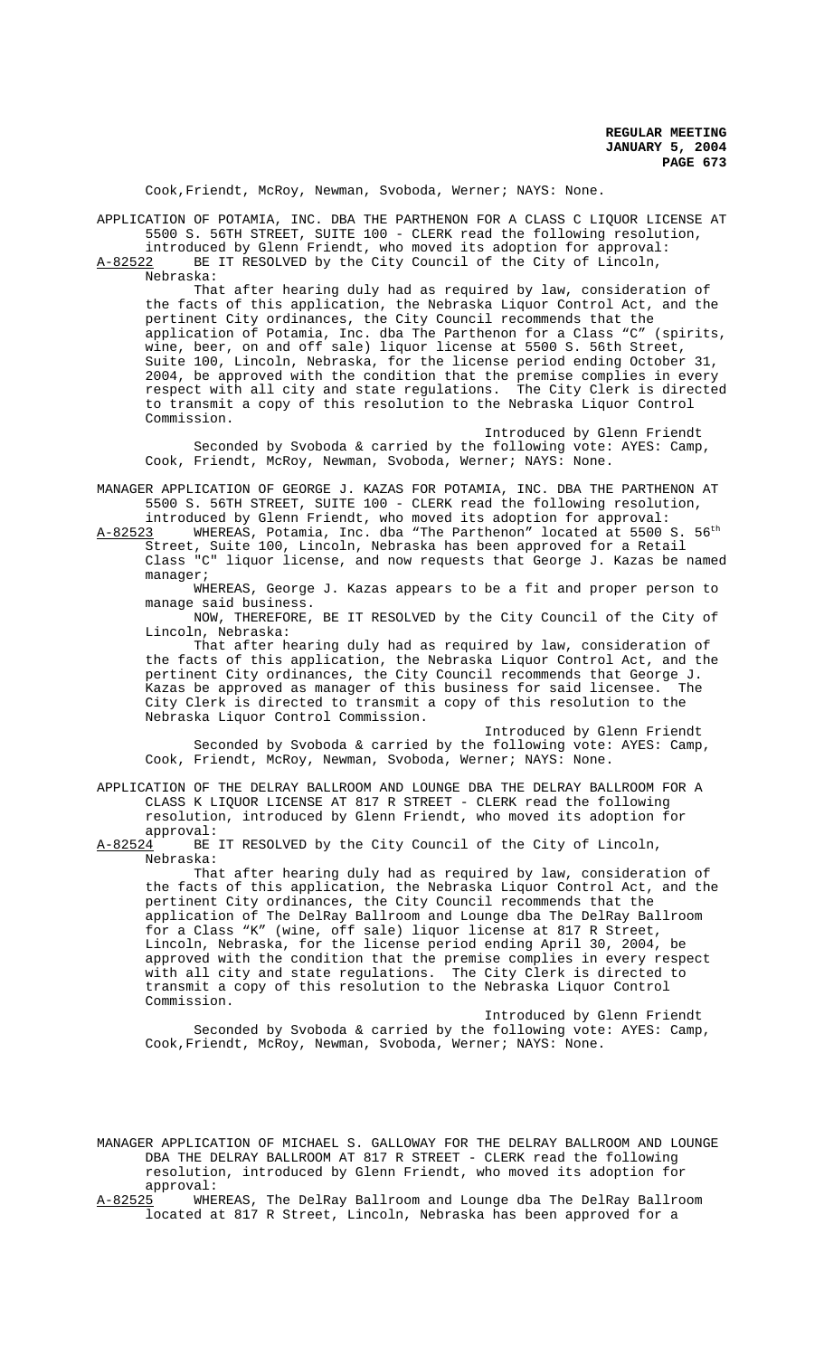Cook,Friendt, McRoy, Newman, Svoboda, Werner; NAYS: None.

APPLICATION OF POTAMIA, INC. DBA THE PARTHENON FOR A CLASS C LIQUOR LICENSE AT 5500 S. 56TH STREET, SUITE 100 - CLERK read the following resolution, introduced by Glenn Friendt, who moved its adoption for approval:

A-82522 BE IT RESOLVED by the City Council of the City of Lincoln, Nebraska:

That after hearing duly had as required by law, consideration of the facts of this application, the Nebraska Liquor Control Act, and the pertinent City ordinances, the City Council recommends that the application of Potamia, Inc. dba The Parthenon for a Class "C" (spirits, wine, beer, on and off sale) liquor license at 5500 S. 56th Street, Suite 100, Lincoln, Nebraska, for the license period ending October 31, 2004, be approved with the condition that the premise complies in every respect with all city and state regulations. The City Clerk is directed to transmit a copy of this resolution to the Nebraska Liquor Control Commission.

Introduced by Glenn Friendt

Seconded by Svoboda & carried by the following vote: AYES: Camp, Cook, Friendt, McRoy, Newman, Svoboda, Werner; NAYS: None.

MANAGER APPLICATION OF GEORGE J. KAZAS FOR POTAMIA, INC. DBA THE PARTHENON AT 5500 S. 56TH STREET, SUITE 100 - CLERK read the following resolution, introduced by Glenn Friendt, who moved its adoption for approval:

A-82523 WHEREAS, Potamia, Inc. dba "The Parthenon" located at 5500 S. 56th Street, Suite 100, Lincoln, Nebraska has been approved for a Retail Class "C" liquor license, and now requests that George J. Kazas be named manager;

WHEREAS, George J. Kazas appears to be a fit and proper person to manage said business.

NOW, THEREFORE, BE IT RESOLVED by the City Council of the City of Lincoln, Nebraska:

That after hearing duly had as required by law, consideration of the facts of this application, the Nebraska Liquor Control Act, and the pertinent City ordinances, the City Council recommends that George J. Kazas be approved as manager of this business for said licensee. The City Clerk is directed to transmit a copy of this resolution to the Nebraska Liquor Control Commission.

Introduced by Glenn Friendt

Seconded by Svoboda & carried by the following vote: AYES: Camp, Cook, Friendt, McRoy, Newman, Svoboda, Werner; NAYS: None.

APPLICATION OF THE DELRAY BALLROOM AND LOUNGE DBA THE DELRAY BALLROOM FOR A CLASS K LIQUOR LICENSE AT 817 R STREET - CLERK read the following resolution, introduced by Glenn Friendt, who moved its adoption for approval:

A-82524 BE IT RESOLVED by the City Council of the City of Lincoln, Nebraska:

That after hearing duly had as required by law, consideration of the facts of this application, the Nebraska Liquor Control Act, and the pertinent City ordinances, the City Council recommends that the application of The DelRay Ballroom and Lounge dba The DelRay Ballroom for a Class "K" (wine, off sale) liquor license at 817 R Street, Lincoln, Nebraska, for the license period ending April 30, 2004, be approved with the condition that the premise complies in every respect with all city and state regulations. The City Clerk is directed to transmit a copy of this resolution to the Nebraska Liquor Control Commission.

Introduced by Glenn Friendt

Seconded by Svoboda & carried by the following vote: AYES: Camp, Cook,Friendt, McRoy, Newman, Svoboda, Werner; NAYS: None.

MANAGER APPLICATION OF MICHAEL S. GALLOWAY FOR THE DELRAY BALLROOM AND LOUNGE DBA THE DELRAY BALLROOM AT 817 R STREET - CLERK read the following resolution, introduced by Glenn Friendt, who moved its adoption for approval:

A-82525 WHEREAS, The DelRay Ballroom and Lounge dba The DelRay Ballroom located at 817 R Street, Lincoln, Nebraska has been approved for a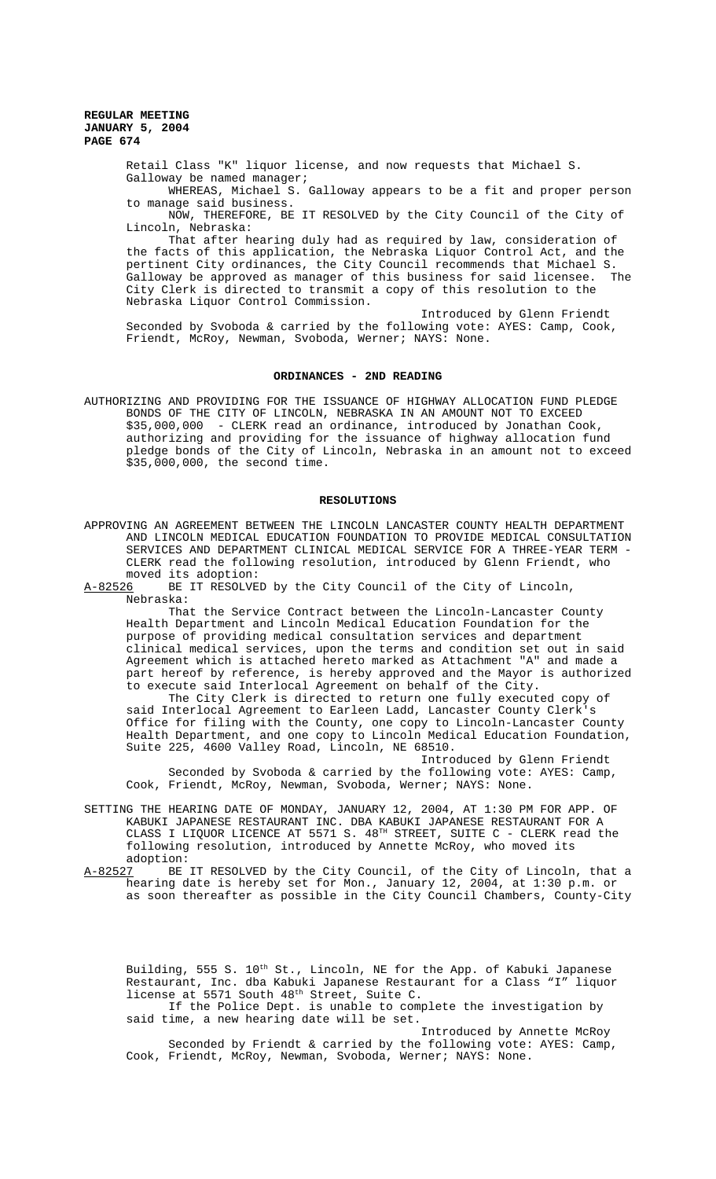Retail Class "K" liquor license, and now requests that Michael S. Galloway be named manager;

WHEREAS, Michael S. Galloway appears to be a fit and proper person to manage said business.

NOW, THEREFORE, BE IT RESOLVED by the City Council of the City of Lincoln, Nebraska:

That after hearing duly had as required by law, consideration of the facts of this application, the Nebraska Liquor Control Act, and the pertinent City ordinances, the City Council recommends that Michael S. Galloway be approved as manager of this business for said licensee. The City Clerk is directed to transmit a copy of this resolution to the Nebraska Liquor Control Commission.

Introduced by Glenn Friendt

Seconded by Svoboda & carried by the following vote: AYES: Camp, Cook, Friendt, McRoy, Newman, Svoboda, Werner; NAYS: None.

## ORDINANCES - 2ND READING

AUTHORIZING AND PROVIDING FOR THE ISSUANCE OF HIGHWAY ALLOCATION FUND PLEDGE BONDS OF THE CITY OF LINCOLN, NEBRASKA IN AN AMOUNT NOT TO EXCEED $35,000,000 - CLERK read an ordinance, introduced by Jonathan Cook, authorizing and providing for the issuance of highway allocation fund pledge bonds of the City of Lincoln, Nebraska in an amount not to exceed $35,000,000, the second time.

## RESOLUTIONS

APPROVING AN AGREEMENT BETWEEN THE LINCOLN LANCASTER COUNTY HEALTH DEPARTMENT AND LINCOLN MEDICAL EDUCATION FOUNDATION TO PROVIDE MEDICAL CONSULTATION SERVICES AND DEPARTMENT CLINICAL MEDICAL SERVICE FOR A THREE-YEAR TERM - CLERK read the following resolution, introduced by Glenn Friendt, who moved its adoption:

A-82526 BE IT RESOLVED by the City Council of the City of Lincoln, Nebraska:

That the Service Contract between the Lincoln-Lancaster County Health Department and Lincoln Medical Education Foundation for the purpose of providing medical consultation services and department clinical medical services, upon the terms and condition set out in said Agreement which is attached hereto marked as Attachment "A" and made a part hereof by reference, is hereby approved and the Mayor is authorized to execute said Interlocal Agreement on behalf of the City.

The City Clerk is directed to return one fully executed copy of said Interlocal Agreement to Earleen Ladd, Lancaster County Clerk's Office for filing with the County, one copy to Lincoln-Lancaster County Health Department, and one copy to Lincoln Medical Education Foundation, Suite 225, 4600 Valley Road, Lincoln, NE 68510.

Introduced by Glenn Friendt

Seconded by Svoboda & carried by the following vote: AYES: Camp, Cook, Friendt, McRoy, Newman, Svoboda, Werner; NAYS: None.

SETTING THE HEARING DATE OF MONDAY, JANUARY 12, 2004, AT 1:30 PM FOR APP. OF KABUKI JAPANESE RESTAURANT INC. DBA KABUKI JAPANESE RESTAURANT FOR A CLASS I LIQUOR LICENCE AT 5571 S. 48TH STREET, SUITE C - CLERK read the following resolution, introduced by Annette McRoy, who moved its adoption:

A-82527 BE IT RESOLVED by the City Council, of the City of Lincoln, that a hearing date is hereby set for Mon., January 12, 2004, at 1:30 p.m. or as soon thereafter as possible in the City Council Chambers, County-City Building, 555 S. 10th St., Lincoln, NE for the App. of Kabuki Japanese Restaurant, Inc. dba Kabuki Japanese Restaurant for a Class "I" liquor license at 5571 South 48th Street, Suite C.

If the Police Dept. is unable to complete the investigation by said time, a new hearing date will be set.

Introduced by Annette McRoy

Seconded by Friendt & carried by the following vote: AYES: Camp, Cook, Friendt, McRoy, Newman, Svoboda, Werner; NAYS: None.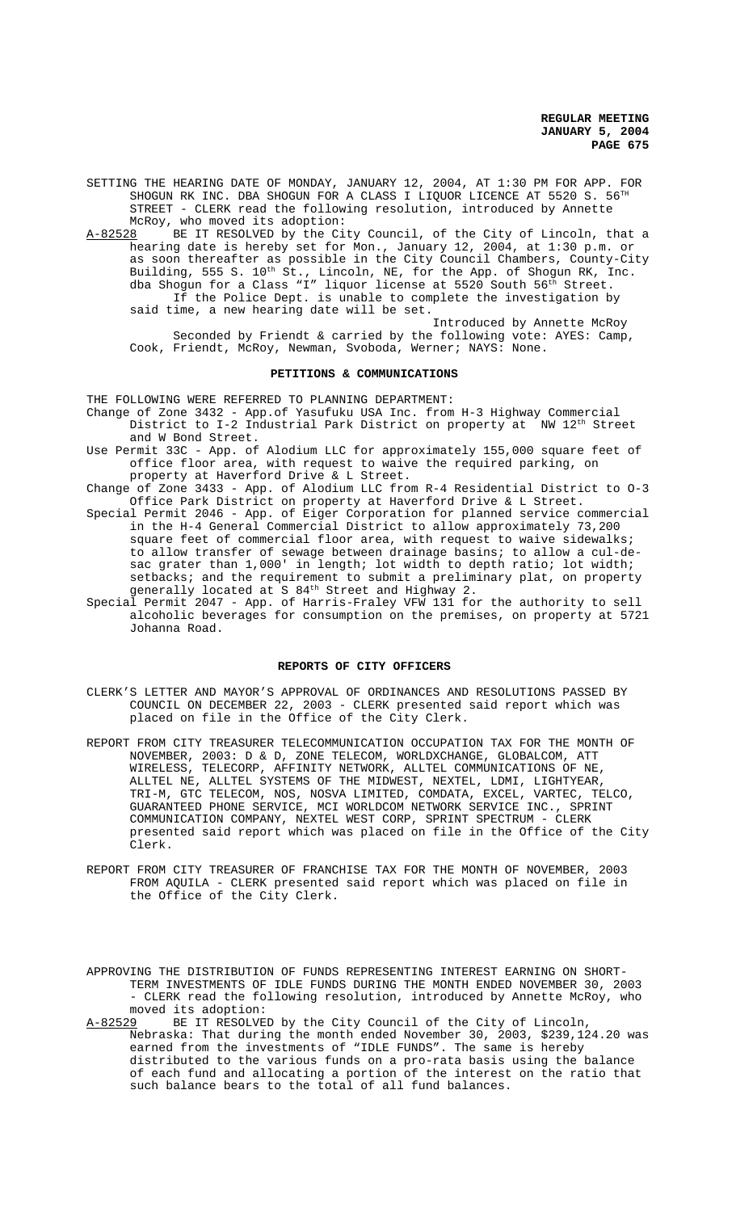SETTING THE HEARING DATE OF MONDAY, JANUARY 12, 2004, AT 1:30 PM FOR APP. FOR SHOGUN RK INC. DBA SHOGUN FOR A CLASS I LIQUOR LICENCE AT 5520 S. 56TH STREET - CLERK read the following resolution, introduced by Annette McRoy, who moved its adoption:

A-82528 BE IT RESOLVED by the City Council, of the City of Lincoln, that a hearing date is hereby set for Mon., January 12, 2004, at 1:30 p.m. or as soon thereafter as possible in the City Council Chambers, County-City Building, 555 S. 10th St., Lincoln, NE, for the App. of Shogun RK, Inc. dba Shogun for a Class "I" liquor license at 5520 South 56th Street.

If the Police Dept. is unable to complete the investigation by said time, a new hearing date will be set.

Introduced by Annette McRoy

Seconded by Friendt & carried by the following vote: AYES: Camp, Cook, Friendt, McRoy, Newman, Svoboda, Werner; NAYS: None.

## PETITIONS & COMMUNICATIONS

THE FOLLOWING WERE REFERRED TO PLANNING DEPARTMENT:

Change of Zone 3432 - App.of Yasufuku USA Inc. from H-3 Highway Commercial District to I-2 Industrial Park District on property at NW 12th Street and W Bond Street.

Use Permit 33C - App. of Alodium LLC for approximately 155,000 square feet of office floor area, with request to waive the required parking, on property at Haverford Drive & L Street.

Change of Zone 3433 - App. of Alodium LLC from R-4 Residential District to O-3 Office Park District on property at Haverford Drive & L Street.

Special Permit 2046 - App. of Eiger Corporation for planned service commercial in the H-4 General Commercial District to allow approximately 73,200 square feet of commercial floor area, with request to waive sidewalks; to allow transfer of sewage between drainage basins; to allow a cul-de-sac grater than 1,000' in length; lot width to depth ratio; lot width; setbacks; and the requirement to submit a preliminary plat, on property generally located at S 84th Street and Highway 2.

Special Permit 2047 - App. of Harris-Fraley VFW 131 for the authority to sell alcoholic beverages for consumption on the premises, on property at 5721 Johanna Road.

## REPORTS OF CITY OFFICERS

CLERK'S LETTER AND MAYOR'S APPROVAL OF ORDINANCES AND RESOLUTIONS PASSED BY COUNCIL ON DECEMBER 22, 2003 - CLERK presented said report which was placed on file in the Office of the City Clerk.

REPORT FROM CITY TREASURER TELECOMMUNICATION OCCUPATION TAX FOR THE MONTH OF NOVEMBER, 2003: D & D, ZONE TELECOM, WORLDXCHANGE, GLOBALCOM, ATT WIRELESS, TELECORP, AFFINITY NETWORK, ALLTEL COMMUNICATIONS OF NE, ALLTEL NE, ALLTEL SYSTEMS OF THE MIDWEST, NEXTEL, LDMI, LIGHTYEAR, TRI-M, GTC TELECOM, NOS, NOSVA LIMITED, COMDATA, EXCEL, VARTEC, TELCO, GUARANTEED PHONE SERVICE, MCI WORLDCOM NETWORK SERVICE INC., SPRINT COMMUNICATION COMPANY, NEXTEL WEST CORP, SPRINT SPECTRUM - CLERK presented said report which was placed on file in the Office of the City Clerk.

REPORT FROM CITY TREASURER OF FRANCHISE TAX FOR THE MONTH OF NOVEMBER, 2003 FROM AQUILA - CLERK presented said report which was placed on file in the Office of the City Clerk.

APPROVING THE DISTRIBUTION OF FUNDS REPRESENTING INTEREST EARNING ON SHORT-TERM INVESTMENTS OF IDLE FUNDS DURING THE MONTH ENDED NOVEMBER 30, 2003 - CLERK read the following resolution, introduced by Annette McRoy, who moved its adoption:

A-82529 BE IT RESOLVED by the City Council of the City of Lincoln, Nebraska: That during the month ended November 30, 2003, $239,124.20 was earned from the investments of "IDLE FUNDS". The same is hereby distributed to the various funds on a pro-rata basis using the balance of each fund and allocating a portion of the interest on the ratio that such balance bears to the total of all fund balances.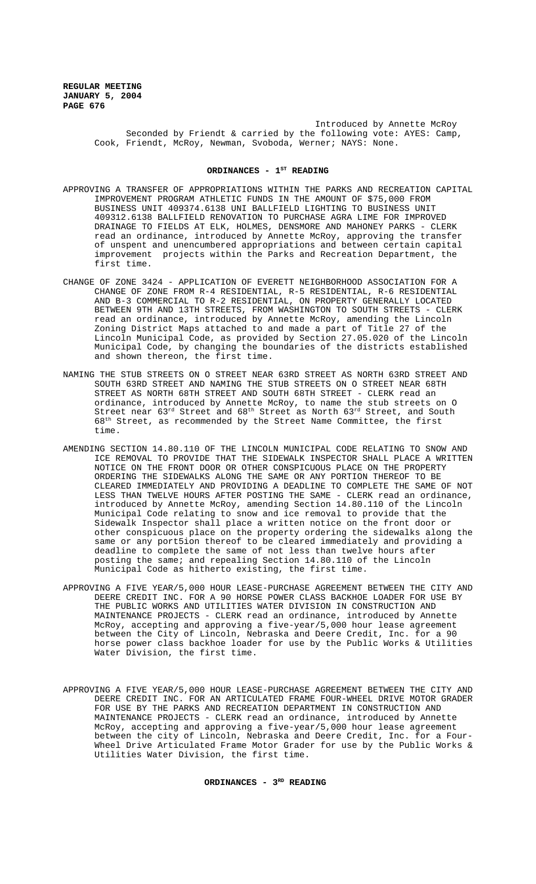Introduced by Annette McRoy
Seconded by Friendt & carried by the following vote: AYES: Camp, Cook, Friendt, McRoy, Newman, Svoboda, Werner; NAYS: None.

## ORDINANCES - 1ST READING

APPROVING A TRANSFER OF APPROPRIATIONS WITHIN THE PARKS AND RECREATION CAPITAL IMPROVEMENT PROGRAM ATHLETIC FUNDS IN THE AMOUNT OF $75,000 FROM BUSINESS UNIT 409374.6138 UNI BALLFIELD LIGHTING TO BUSINESS UNIT 409312.6138 BALLFIELD RENOVATION TO PURCHASE AGRA LIME FOR IMPROVED DRAINAGE TO FIELDS AT ELK, HOLMES, DENSMORE AND MAHONEY PARKS - CLERK read an ordinance, introduced by Annette McRoy, approving the transfer of unspent and unencumbered appropriations and between certain capital improvement projects within the Parks and Recreation Department, the first time.

CHANGE OF ZONE 3424 - APPLICATION OF EVERETT NEIGHBORHOOD ASSOCIATION FOR A CHANGE OF ZONE FROM R-4 RESIDENTIAL, R-5 RESIDENTIAL, R-6 RESIDENTIAL AND B-3 COMMERCIAL TO R-2 RESIDENTIAL, ON PROPERTY GENERALLY LOCATED BETWEEN 9TH AND 13TH STREETS, FROM WASHINGTON TO SOUTH STREETS - CLERK read an ordinance, introduced by Annette McRoy, amending the Lincoln Zoning District Maps attached to and made a part of Title 27 of the Lincoln Municipal Code, as provided by Section 27.05.020 of the Lincoln Municipal Code, by changing the boundaries of the districts established and shown thereon, the first time.

NAMING THE STUB STREETS ON O STREET NEAR 63RD STREET AS NORTH 63RD STREET AND SOUTH 63RD STREET AND NAMING THE STUB STREETS ON O STREET NEAR 68TH STREET AS NORTH 68TH STREET AND SOUTH 68TH STREET - CLERK read an ordinance, introduced by Annette McRoy, to name the stub streets on O Street near 63rd Street and 68th Street as North 63rd Street, and South 68th Street, as recommended by the Street Name Committee, the first time.

AMENDING SECTION 14.80.110 OF THE LINCOLN MUNICIPAL CODE RELATING TO SNOW AND ICE REMOVAL TO PROVIDE THAT THE SIDEWALK INSPECTOR SHALL PLACE A WRITTEN NOTICE ON THE FRONT DOOR OR OTHER CONSPICUOUS PLACE ON THE PROPERTY ORDERING THE SIDEWALKS ALONG THE SAME OR ANY PORTION THEREOF TO BE CLEARED IMMEDIATELY AND PROVIDING A DEADLINE TO COMPLETE THE SAME OF NOT LESS THAN TWELVE HOURS AFTER POSTING THE SAME - CLERK read an ordinance, introduced by Annette McRoy, amending Section 14.80.110 of the Lincoln Municipal Code relating to snow and ice removal to provide that the Sidewalk Inspector shall place a written notice on the front door or other conspicuous place on the property ordering the sidewalks along the same or any port5ion thereof to be cleared immediately and providing a deadline to complete the same of not less than twelve hours after posting the same; and repealing Section 14.80.110 of the Lincoln Municipal Code as hitherto existing, the first time.

APPROVING A FIVE YEAR/5,000 HOUR LEASE-PURCHASE AGREEMENT BETWEEN THE CITY AND DEERE CREDIT INC. FOR A 90 HORSE POWER CLASS BACKHOE LOADER FOR USE BY THE PUBLIC WORKS AND UTILITIES WATER DIVISION IN CONSTRUCTION AND MAINTENANCE PROJECTS - CLERK read an ordinance, introduced by Annette McRoy, accepting and approving a five-year/5,000 hour lease agreement between the City of Lincoln, Nebraska and Deere Credit, Inc. for a 90 horse power class backhoe loader for use by the Public Works & Utilities Water Division, the first time.

APPROVING A FIVE YEAR/5,000 HOUR LEASE-PURCHASE AGREEMENT BETWEEN THE CITY AND DEERE CREDIT INC. FOR AN ARTICULATED FRAME FOUR-WHEEL DRIVE MOTOR GRADER FOR USE BY THE PARKS AND RECREATION DEPARTMENT IN CONSTRUCTION AND MAINTENANCE PROJECTS - CLERK read an ordinance, introduced by Annette McRoy, accepting and approving a five-year/5,000 hour lease agreement between the city of Lincoln, Nebraska and Deere Credit, Inc. for a Four-Wheel Drive Articulated Frame Motor Grader for use by the Public Works & Utilities Water Division, the first time.

## ORDINANCES - 3RD READING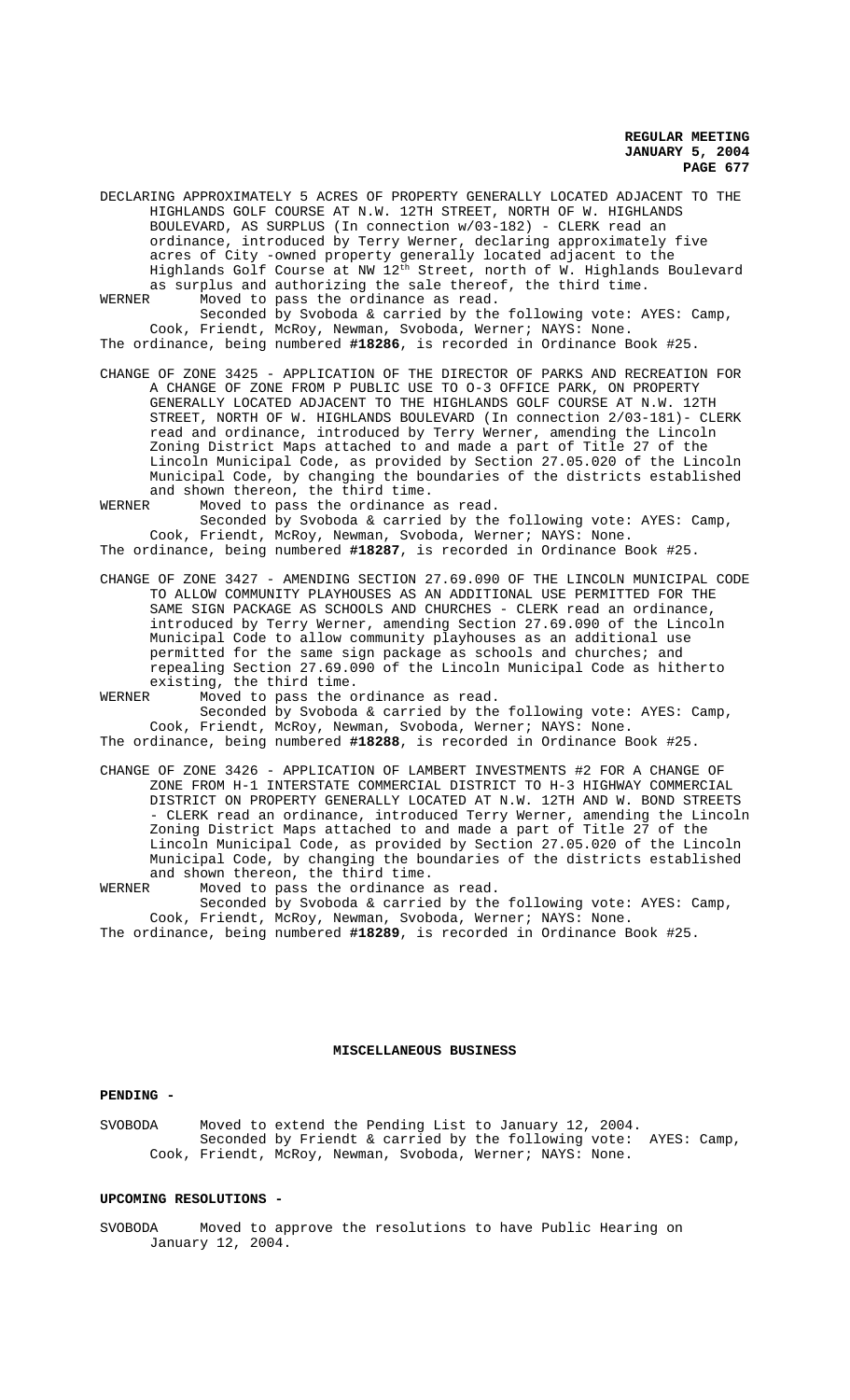DECLARING APPROXIMATELY 5 ACRES OF PROPERTY GENERALLY LOCATED ADJACENT TO THE HIGHLANDS GOLF COURSE AT N.W. 12TH STREET, NORTH OF W. HIGHLANDS BOULEVARD, AS SURPLUS (In connection w/03-182) - CLERK read an ordinance, introduced by Terry Werner, declaring approximately five acres of City -owned property generally located adjacent to the Highlands Golf Course at NW 12th Street, north of W. Highlands Boulevard as surplus and authorizing the sale thereof, the third time.

WERNER Moved to pass the ordinance as read.
Seconded by Svoboda & carried by the following vote: AYES: Camp, Cook, Friendt, McRoy, Newman, Svoboda, Werner; NAYS: None.

The ordinance, being numbered **#18286**, is recorded in Ordinance Book #25.

CHANGE OF ZONE 3425 - APPLICATION OF THE DIRECTOR OF PARKS AND RECREATION FOR A CHANGE OF ZONE FROM P PUBLIC USE TO O-3 OFFICE PARK, ON PROPERTY GENERALLY ADJACENT TO THE HIGHLANDS GOLF COURSE AT N.W. 12TH STREET, NORTH OF W. HIGHLANDS BOULEVARD (In connection 2/03-181)- CLERK read and ordinance, introduced by Terry Werner, amending the Lincoln Zoning District Maps attached to and made a part of Title 27 of the Lincoln Municipal Code, as provided by Section 27.05.020 of the Lincoln Municipal Code, by changing the boundaries of the districts established and shown thereon, the third time.

WERNER Moved to pass the ordinance as read.
Seconded by Svoboda & carried by the following vote: AYES: Camp, Cook, Friendt, McRoy, Newman, Svoboda, Werner; NAYS: None.

The ordinance, being numbered **#18287**, is recorded in Ordinance Book #25.

CHANGE OF ZONE 3427 - AMENDING SECTION 27.69.090 OF THE LINCOLN MUNICIPAL CODE TO ALLOW COMMUNITY PLAYHOUSES AS AN ADDITIONAL USE PERMITTED FOR THE SAME SIGN PACKAGE AS SCHOOLS AND CHURCHES - CLERK read an ordinance, introduced by Terry Werner, amending Section 27.69.090 of the Lincoln Municipal Code to allow community playhouses as an additional use permitted for the same sign package as schools and churches; and repealing Section 27.69.090 of the Lincoln Municipal Code as hitherto existing, the third time.

WERNER Moved to pass the ordinance as read.
Seconded by Svoboda & carried by the following vote: AYES: Camp, Cook, Friendt, McRoy, Newman, Svoboda, Werner; NAYS: None.

The ordinance, being numbered **#18288**, is recorded in Ordinance Book #25.

CHANGE OF ZONE 3426 - APPLICATION OF LAMBERT INVESTMENTS #2 FOR A CHANGE OF ZONE FROM H-1 INTERSTATE COMMERCIAL DISTRICT TO H-3 HIGHWAY COMMERCIAL DISTRICT ON PROPERTY GENERALLY LOCATED AT N.W. 12TH AND W. BOND STREETS - CLERK read an ordinance, introduced Terry Werner, amending the Lincoln Zoning District Maps attached to and made a part of Title 27 of the Lincoln Municipal Code, as provided by Section 27.05.020 of the Lincoln Municipal Code, by changing the boundaries of the districts established and shown thereon, the third time.

WERNER Moved to pass the ordinance as read.
Seconded by Svoboda & carried by the following vote: AYES: Camp, Cook, Friendt, McRoy, Newman, Svoboda, Werner; NAYS: None.

The ordinance, being numbered **#18289**, is recorded in Ordinance Book #25.

## MISCELLANEOUS BUSINESS

**PENDING -**

SVOBODA Moved to extend the Pending List to January 12, 2004.
Seconded by Friendt & carried by the following vote: AYES: Camp, Cook, Friendt, McRoy, Newman, Svoboda, Werner; NAYS: None.

**UPCOMING RESOLUTIONS -**

SVOBODA Moved to approve the resolutions to have Public Hearing on January 12, 2004.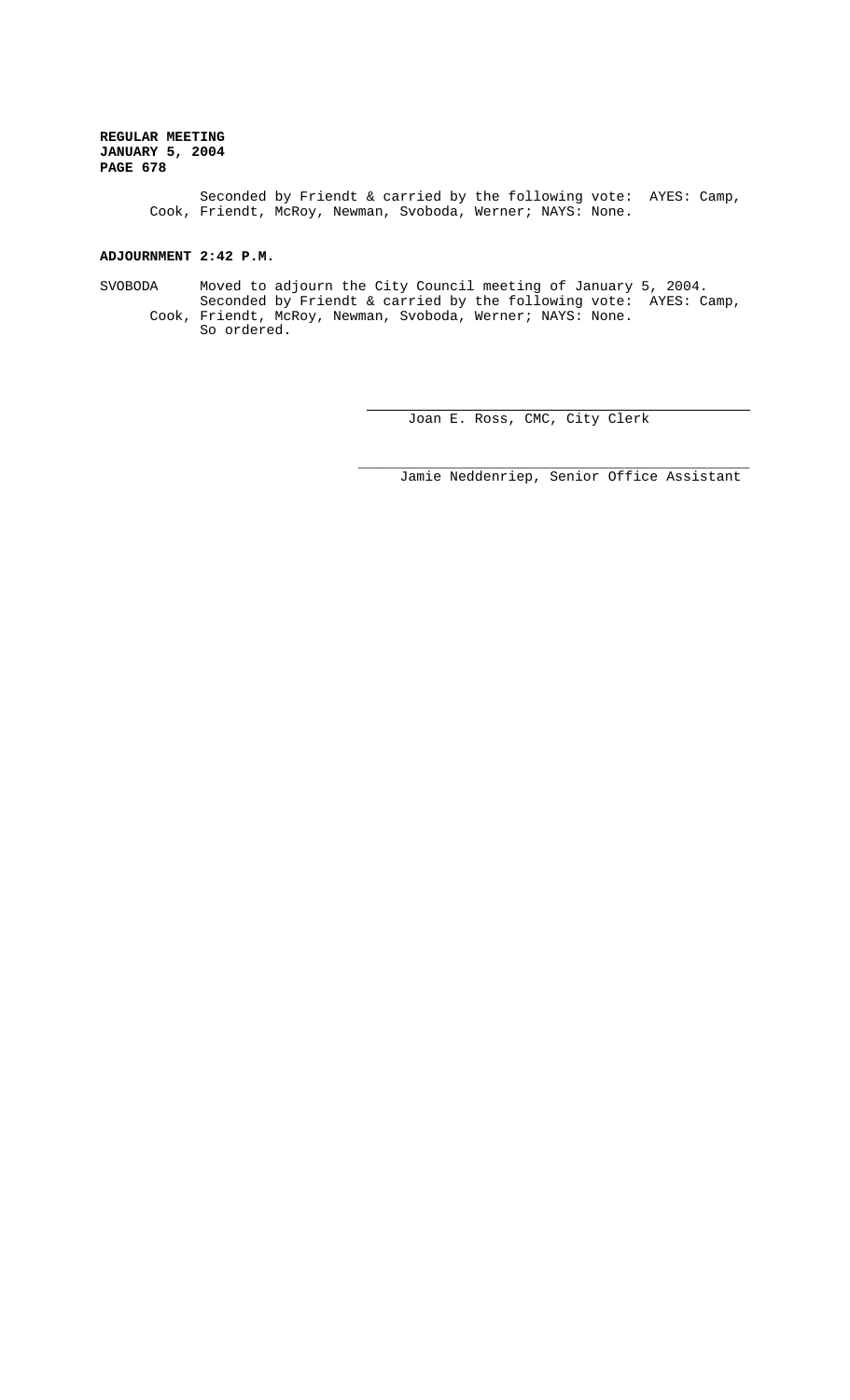Seconded by Friendt & carried by the following vote: AYES: Camp, Cook, Friendt, McRoy, Newman, Svoboda, Werner; NAYS: None.

**ADJOURNMENT 2:42 P.M.**

SVOBODA Moved to adjourn the City Council meeting of January 5, 2004. Seconded by Friendt & carried by the following vote: AYES: Camp, Cook, Friendt, McRoy, Newman, Svoboda, Werner; NAYS: None. So ordered.

\_\_\_\_\_\_\_\_\_\_\_\_\_\_\_\_\_\_\_\_\_\_\_\_\_\_\_\_\_\_\_\_\_\_\_\_\_\_\_\_\_\_\_\_
Joan E. Ross, CMC, City Clerk

\_\_\_\_\_\_\_\_\_\_\_\_\_\_\_\_\_\_\_\_\_\_\_\_\_\_\_\_\_\_\_\_\_\_\_\_\_\_\_\_\_\_\_\_
Jamie Neddenriep, Senior Office Assistant